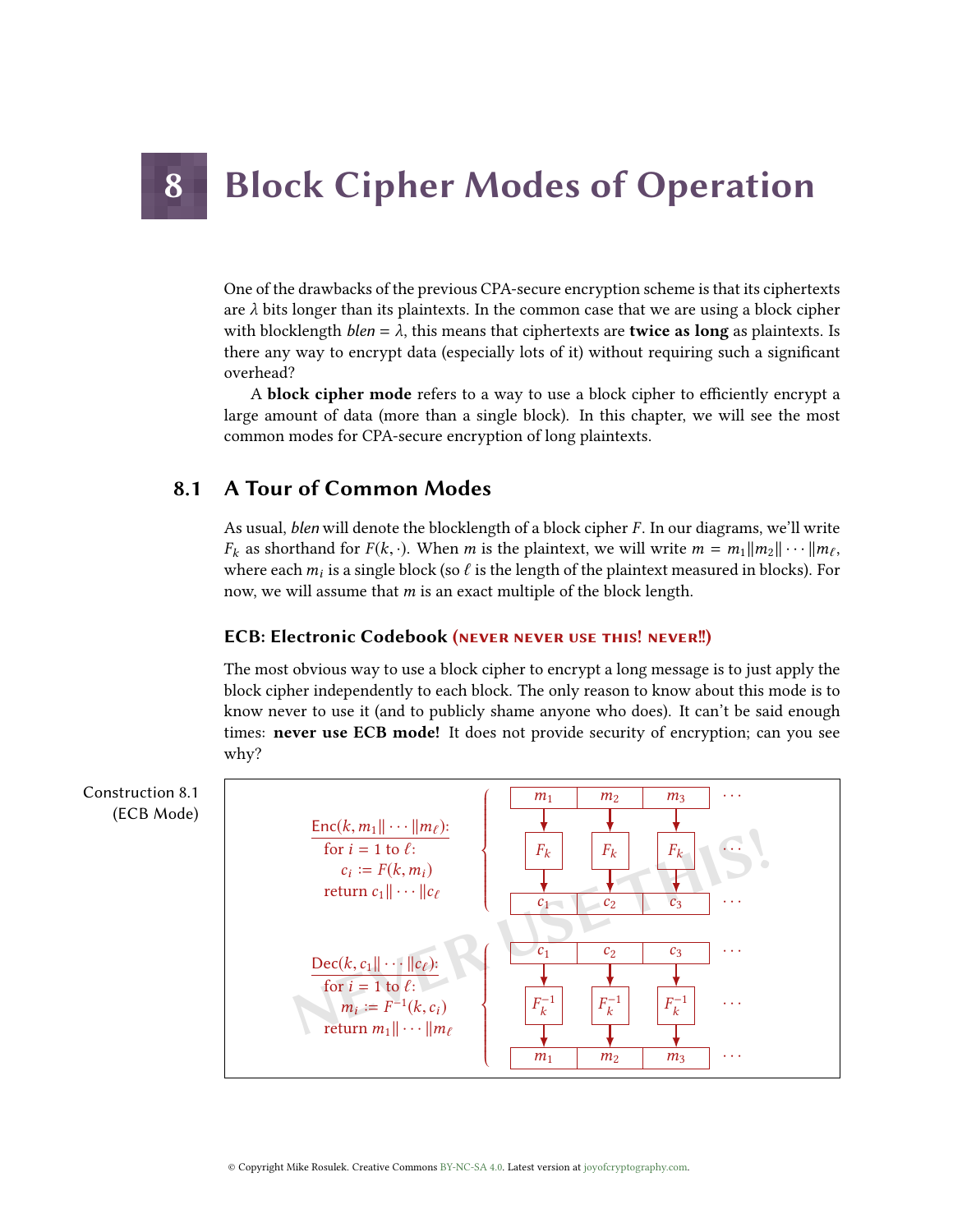# 8 Block Cipher Modes of Operation

One of the drawbacks of the previous CPA-secure encryption scheme is that its ciphertexts are $\lambda$ bits longer than its plaintexts. In the common case that we are using a block cipher with blocklength $blen = \lambda$, this means that ciphertexts are **twice as long** as plaintexts. Is there any way to encrypt data (especially lots of it) without requiring such a significant overhead?

A **block cipher mode** refers to a way to use a block cipher to efficiently encrypt a large amount of data (more than a single block). In this chapter, we will see the most common modes for CPA-secure encryption of long plaintexts.

## 8.1 A Tour of Common Modes

As usual, *blen* will denote the blocklength of a block cipher $F$. In our diagrams, we'll write $F_k$ as shorthand for $F(k, \cdot)$. When $m$ is the plaintext, we will write $m = m_1 \| m_2 \| \cdots \| m_\ell$, where each $m_i$ is a single block (so $\ell$ is the length of the plaintext measured in blocks). For now, we will assume that $m$ is an exact multiple of the block length.

### ECB: Electronic Codebook (never never use this! never‼)

The most obvious way to use a block cipher to encrypt a long message is to just apply the block cipher independently to each block. The only reason to know about this mode is to know never to use it (and to publicly shame anyone who does). It can't be said enough times: **never use ECB mode!** It does not provide security of encryption; can you see why?

Construction 8.1 (ECB Mode)

$\underline{\text{Enc}(k, m_1 \| \cdots \| m_\ell)\text{:}}$
 for $i = 1$ to $\ell$:
  $c_i := F(k, m_i)$
 return $c_1 \| \cdots \| c_\ell$

$\underline{\text{Dec}(k, c_1 \| \cdots \| c_\ell)\text{:}}$
 for $i = 1$ to $\ell$:
  $m_i := F^{-1}(k, c_i)$
 return $m_1 \| \cdots \| m_\ell$

NEVER USE THIS!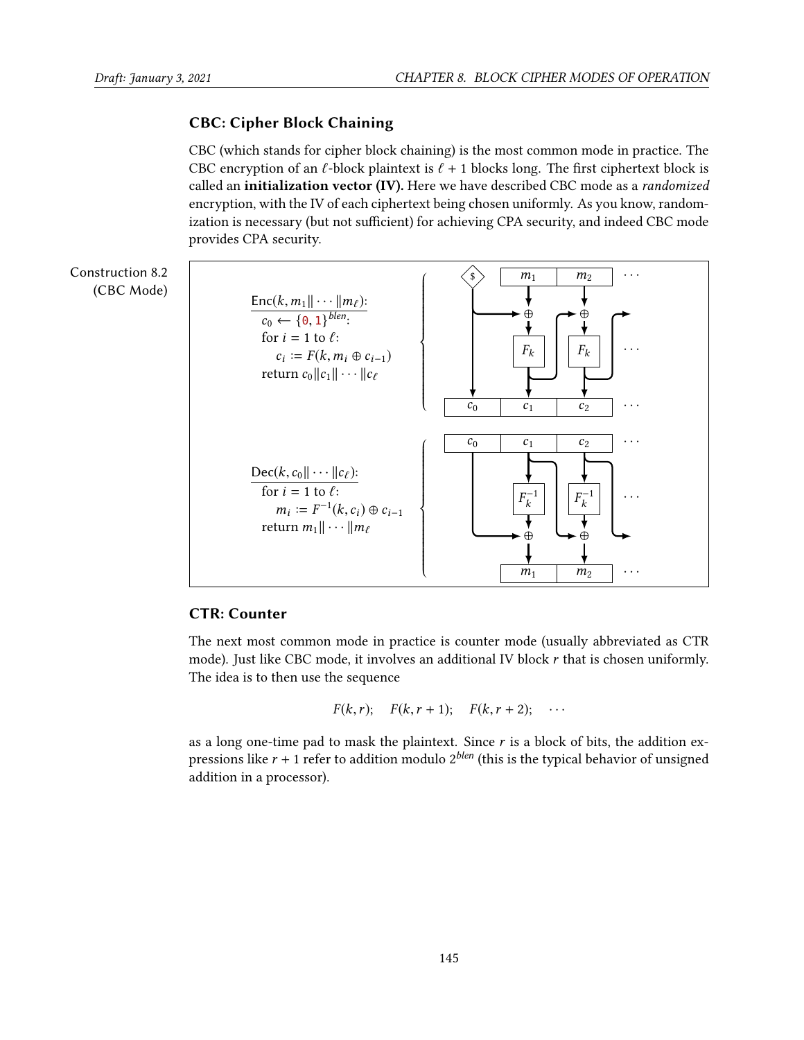### CBC: Cipher Block Chaining

CBC (which stands for cipher block chaining) is the most common mode in practice. The CBC encryption of an $\ell$-block plaintext is $\ell + 1$ blocks long. The first ciphertext block is called an **initialization vector (IV).** Here we have described CBC mode as a *randomized* encryption, with the IV of each ciphertext being chosen uniformly. As you know, randomization is necessary (but not sufficient) for achieving CPA security, and indeed CBC mode provides CPA security.

Construction 8.2 (CBC Mode)

$\underline{\text{Enc}(k, m_1 \| \cdots \| m_\ell)\text{:}}$
  $c_0 \leftarrow \{0,1\}^{blen}$;
  for $i = 1$ to $\ell$:
    $c_i := F(k, m_i \oplus c_{i-1})$
  return $c_0 \| c_1 \| \cdots \| c_\ell$

$\underline{\text{Dec}(k, c_0 \| \cdots \| c_\ell)\text{:}}$
  for $i = 1$ to $\ell$:
    $m_i := F^{-1}(k, c_i) \oplus c_{i-1}$
  return $m_1 \| \cdots \| m_\ell$

$ \quad m_1 \quad m_2 \quad \cdots$
$F_k \quad F_k \quad \cdots$
$c_0 \quad c_1 \quad c_2 \quad \cdots$

$c_0 \quad c_1 \quad c_2 \quad \cdots$
$F_k^{-1} \quad F_k^{-1} \quad \cdots$
$m_1 \quad m_2 \quad \cdots$

### CTR: Counter

The next most common mode in practice is counter mode (usually abbreviated as CTR mode). Just like CBC mode, it involves an additional IV block $r$ that is chosen uniformly. The idea is to then use the sequence

$$F(k, r); \quad F(k, r+1); \quad F(k, r+2); \quad \cdots$$

as a long one-time pad to mask the plaintext. Since $r$ is a block of bits, the addition expressions like $r + 1$ refer to addition modulo $2^{blen}$ (this is the typical behavior of unsigned addition in a processor).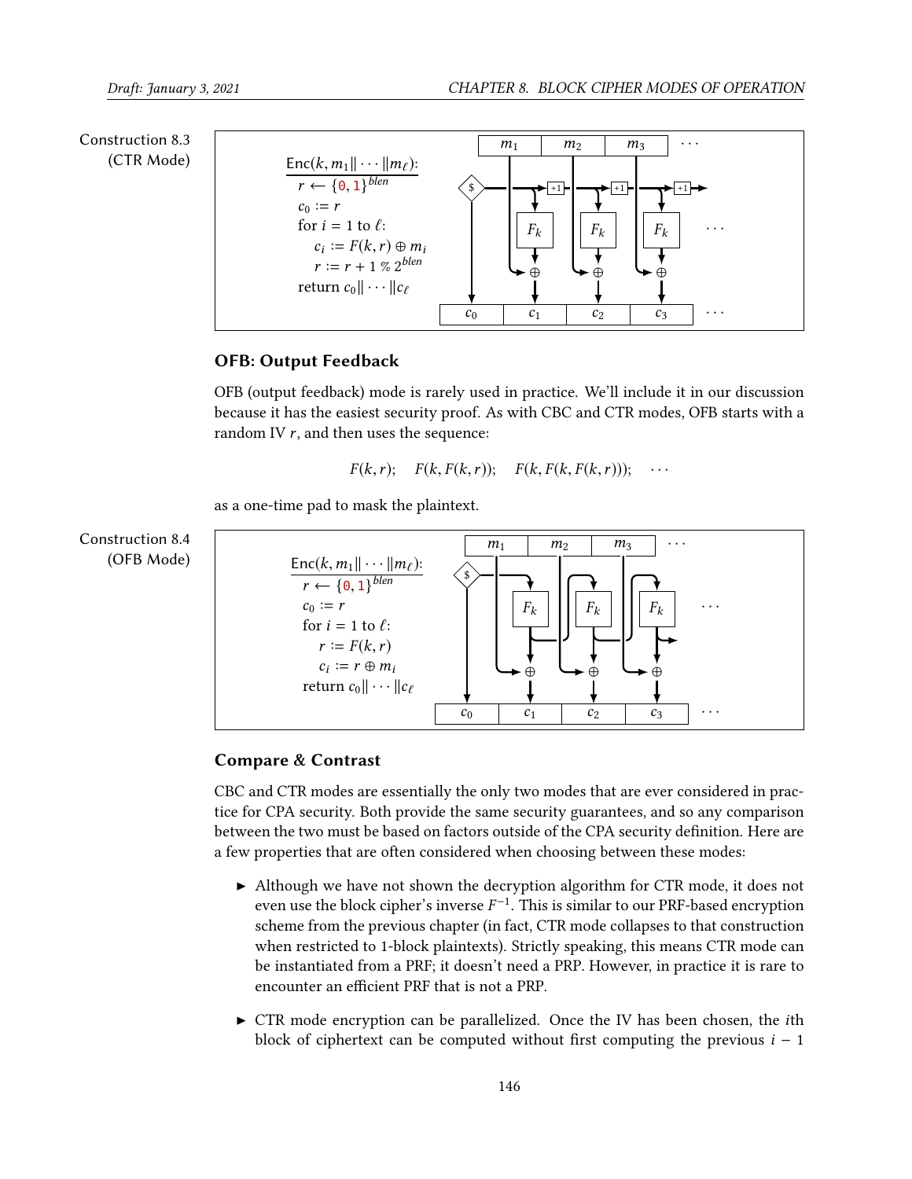Construction 8.3 (CTR Mode)

```
Enc(k, m_1 || ··· || m_ℓ):
  r ← {0,1}^blen
  c_0 := r
  for i = 1 to ℓ:
    c_i := F(k, r) ⊕ m_i
    r := r + 1 % 2^blen
  return c_0 || ··· || c_ℓ
```

$m_1$ $m_2$ $m_3$ ···

\$ +1 +1 +1

$F_k$ $F_k$ $F_k$ ···

$c_0$ $c_1$ $c_2$ $c_3$ ···

### OFB: Output Feedback

OFB (output feedback) mode is rarely used in practice. We'll include it in our discussion because it has the easiest security proof. As with CBC and CTR modes, OFB starts with a random IV $r$, and then uses the sequence:

$$F(k, r); \quad F(k, F(k, r)); \quad F(k, F(k, F(k, r))); \quad \cdots$$

as a one-time pad to mask the plaintext.

Construction 8.4 (OFB Mode)

```
Enc(k, m_1 || ··· || m_ℓ):
  r ← {0,1}^blen
  c_0 := r
  for i = 1 to ℓ:
    r := F(k, r)
    c_i := r ⊕ m_i
  return c_0 || ··· || c_ℓ
```

$m_1$ $m_2$ $m_3$ ···

\$

$F_k$ $F_k$ $F_k$ ···

$c_0$ $c_1$ $c_2$ $c_3$ ···

### Compare & Contrast

CBC and CTR modes are essentially the only two modes that are ever considered in practice for CPA security. Both provide the same security guarantees, and so any comparison between the two must be based on factors outside of the CPA security definition. Here are a few properties that are often considered when choosing between these modes:

- Although we have not shown the decryption algorithm for CTR mode, it does not even use the block cipher's inverse $F^{-1}$. This is similar to our PRF-based encryption scheme from the previous chapter (in fact, CTR mode collapses to that construction when restricted to 1-block plaintexts). Strictly speaking, this means CTR mode can be instantiated from a PRF; it doesn't need a PRP. However, in practice it is rare to encounter an efficient PRF that is not a PRP.

- CTR mode encryption can be parallelized. Once the IV has been chosen, the $i$th block of ciphertext can be computed without first computing the previous $i - 1$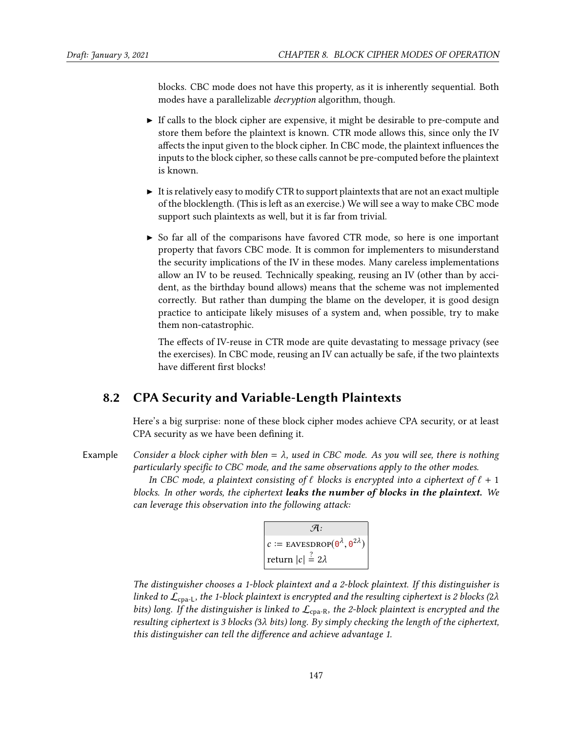blocks. CBC mode does not have this property, as it is inherently sequential. Both modes have a parallelizable *decryption* algorithm, though.

- If calls to the block cipher are expensive, it might be desirable to pre-compute and store them before the plaintext is known. CTR mode allows this, since only the IV affects the input given to the block cipher. In CBC mode, the plaintext influences the inputs to the block cipher, so these calls cannot be pre-computed before the plaintext is known.

- It is relatively easy to modify CTR to support plaintexts that are not an exact multiple of the blocklength. (This is left as an exercise.) We will see a way to make CBC mode support such plaintexts as well, but it is far from trivial.

- So far all of the comparisons have favored CTR mode, so here is one important property that favors CBC mode. It is common for implementers to misunderstand the security implications of the IV in these modes. Many careless implementations allow an IV to be reused. Technically speaking, reusing an IV (other than by accident, as the birthday bound allows) means that the scheme was not implemented correctly. But rather than dumping the blame on the developer, it is good design practice to anticipate likely misuses of a system and, when possible, try to make them non-catastrophic.

  The effects of IV-reuse in CTR mode are quite devastating to message privacy (see the exercises). In CBC mode, reusing an IV can actually be safe, if the two plaintexts have different first blocks!

## 8.2 CPA Security and Variable-Length Plaintexts

Here's a big surprise: none of these block cipher modes achieve CPA security, or at least CPA security as we have been defining it.

**Example** *Consider a block cipher with blen = $\lambda$, used in CBC mode. As you will see, there is nothing particularly specific to CBC mode, and the same observations apply to the other modes.*

*In CBC mode, a plaintext consisting of $\ell$ blocks is encrypted into a ciphertext of $\ell + 1$ blocks. In other words, the ciphertext **leaks the number of blocks in the plaintext.** We can leverage this observation into the following attack:*

| $\mathcal{A}$: |
|---|
| $c := \text{EAVESDROP}(\texttt{0}^\lambda, \texttt{0}^{2\lambda})$ |
| return $\lvert c \rvert \stackrel{?}{=} 2\lambda$ |

*The distinguisher chooses a 1-block plaintext and a 2-block plaintext. If this distinguisher is linked to $\mathcal{L}_{\text{cpa-L}}$, the 1-block plaintext is encrypted and the resulting ciphertext is 2 blocks ($2\lambda$ bits) long. If the distinguisher is linked to $\mathcal{L}_{\text{cpa-R}}$, the 2-block plaintext is encrypted and the resulting ciphertext is 3 blocks ($3\lambda$ bits) long. By simply checking the length of the ciphertext, this distinguisher can tell the difference and achieve advantage 1.*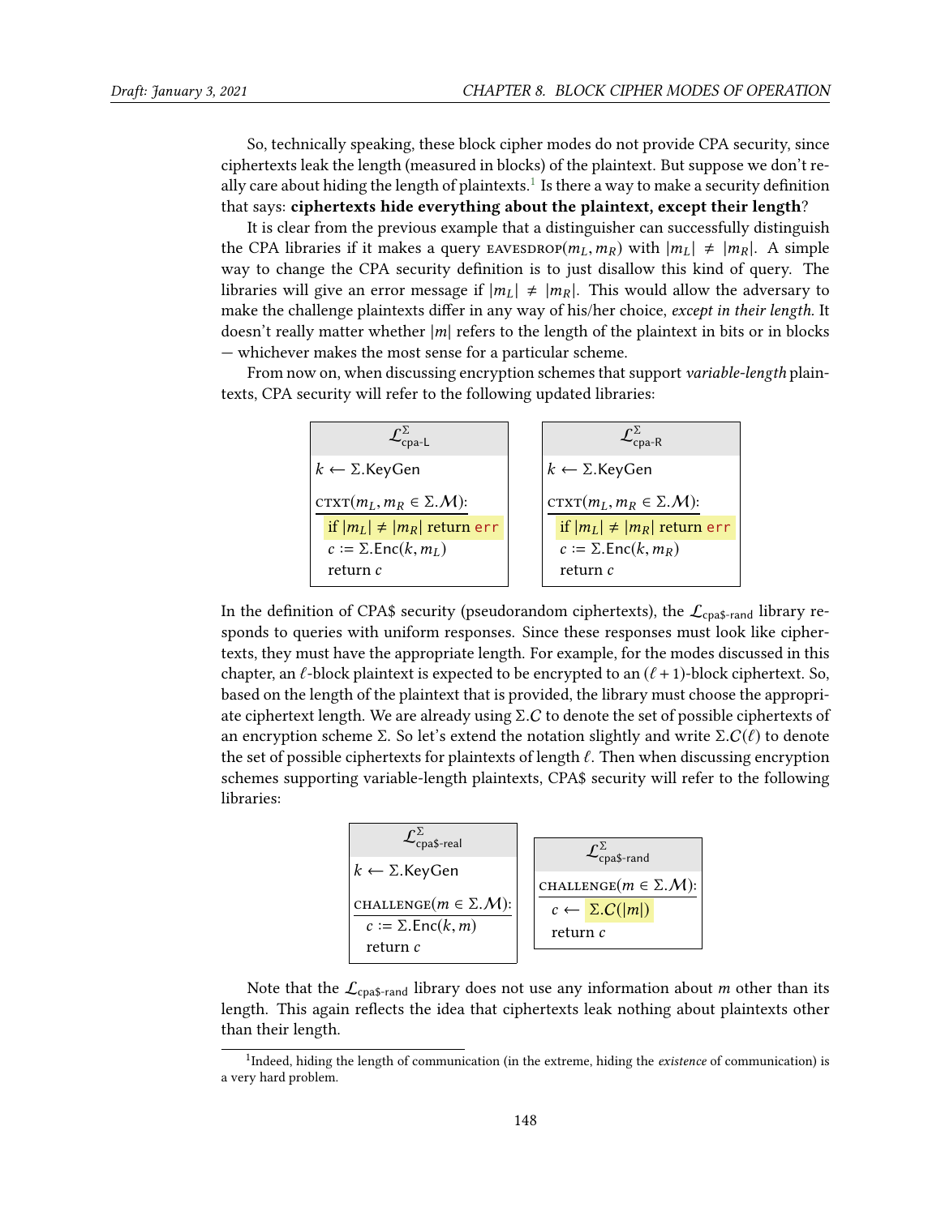So, technically speaking, these block cipher modes do not provide CPA security, since ciphertexts leak the length (measured in blocks) of the plaintext. But suppose we don't really care about hiding the length of plaintexts.[1] Is there a way to make a security definition that says: **ciphertexts hide everything about the plaintext, except their length**?

It is clear from the previous example that a distinguisher can successfully distinguish the CPA libraries if it makes a query $\text{EAVESDROP}(m_L, m_R)$ with $|m_L| \neq |m_R|$. A simple way to change the CPA security definition is to just disallow this kind of query. The libraries will give an error message if $|m_L| \neq |m_R|$. This would allow the adversary to make the challenge plaintexts differ in any way of his/her choice, *except in their length*. It doesn't really matter whether $|m|$ refers to the length of the plaintext in bits or in blocks — whichever makes the most sense for a particular scheme.

From now on, when discussing encryption schemes that support *variable-length* plaintexts, CPA security will refer to the following updated libraries:

```
L^Σ_cpa-L
k ← Σ.KeyGen
CTXT(m_L, m_R ∈ Σ.M):
  if |m_L| ≠ |m_R| return err
  c := Σ.Enc(k, m_L)
  return c
```

```
L^Σ_cpa-R
k ← Σ.KeyGen
CTXT(m_L, m_R ∈ Σ.M):
  if |m_L| ≠ |m_R| return err
  c := Σ.Enc(k, m_R)
  return c
```

In the definition of CPA$ security (pseudorandom ciphertexts), the $\mathcal{L}_{\text{cpa\$-rand}}$ library responds to queries with uniform responses. Since these responses must look like ciphertexts, they must have the appropriate length. For example, for the modes discussed in this chapter, an $\ell$-block plaintext is expected to be encrypted to an $(\ell + 1)$-block ciphertext. So, based on the length of the plaintext that is provided, the library must choose the appropriate ciphertext length. We are already using $\Sigma.\mathcal{C}$ to denote the set of possible ciphertexts of an encryption scheme $\Sigma$. So let's extend the notation slightly and write $\Sigma.\mathcal{C}(\ell)$ to denote the set of possible ciphertexts for plaintexts of length $\ell$. Then when discussing encryption schemes supporting variable-length plaintexts, CPA$ security will refer to the following libraries:

```
L^Σ_cpa$-real
k ← Σ.KeyGen
CHALLENGE(m ∈ Σ.M):
  c := Σ.Enc(k, m)
  return c
```

```
L^Σ_cpa$-rand
CHALLENGE(m ∈ Σ.M):
  c ← Σ.C(|m|)
  return c
```

Note that the $\mathcal{L}_{\text{cpa\$-rand}}$ library does not use any information about $m$ other than its length. This again reflects the idea that ciphertexts leak nothing about plaintexts other than their length.

[1]Indeed, hiding the length of communication (in the extreme, hiding the *existence* of communication) is a very hard problem.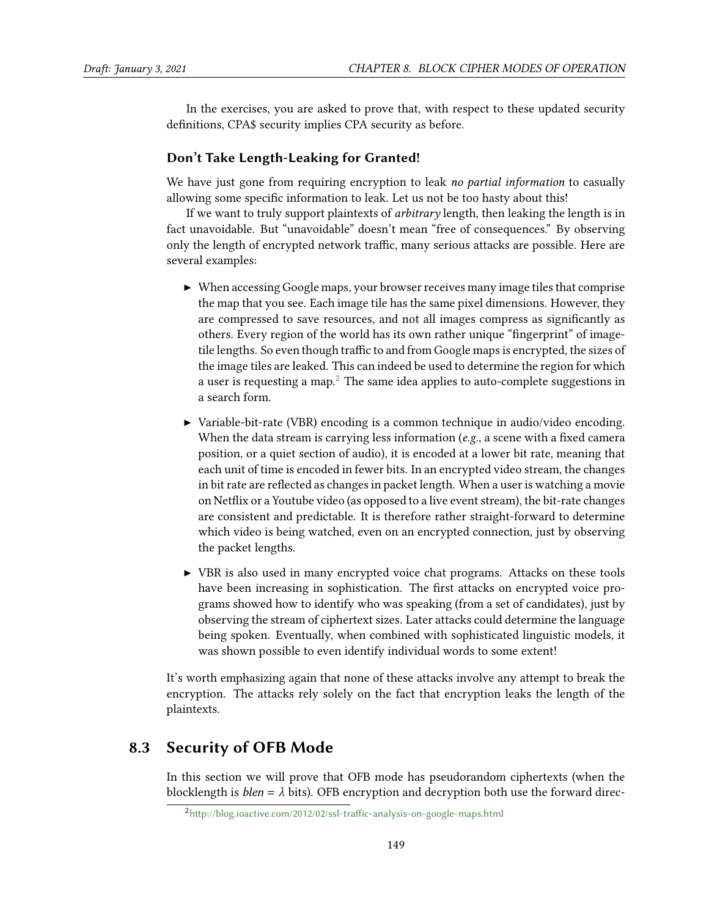In the exercises, you are asked to prove that, with respect to these updated security definitions, CPA$ security implies CPA security as before.

### Don't Take Length-Leaking for Granted!

We have just gone from requiring encryption to leak *no partial information* to casually allowing some specific information to leak. Let us not be too hasty about this!

If we want to truly support plaintexts of *arbitrary* length, then leaking the length is in fact unavoidable. But "unavoidable" doesn't mean "free of consequences." By observing only the length of encrypted network traffic, many serious attacks are possible. Here are several examples:

- When accessing Google maps, your browser receives many image tiles that comprise the map that you see. Each image tile has the same pixel dimensions. However, they are compressed to save resources, and not all images compress as significantly as others. Every region of the world has its own rather unique "fingerprint" of image-tile lengths. So even though traffic to and from Google maps is encrypted, the sizes of the image tiles are leaked. This can indeed be used to determine the region for which a user is requesting a map.[2] The same idea applies to auto-complete suggestions in a search form.
- Variable-bit-rate (VBR) encoding is a common technique in audio/video encoding. When the data stream is carrying less information (*e.g.*, a scene with a fixed camera position, or a quiet section of audio), it is encoded at a lower bit rate, meaning that each unit of time is encoded in fewer bits. In an encrypted video stream, the changes in bit rate are reflected as changes in packet length. When a user is watching a movie on Netflix or a Youtube video (as opposed to a live event stream), the bit-rate changes are consistent and predictable. It is therefore rather straight-forward to determine which video is being watched, even on an encrypted connection, just by observing the packet lengths.
- VBR is also used in many encrypted voice chat programs. Attacks on these tools have been increasing in sophistication. The first attacks on encrypted voice programs showed how to identify who was speaking (from a set of candidates), just by observing the stream of ciphertext sizes. Later attacks could determine the language being spoken. Eventually, when combined with sophisticated linguistic models, it was shown possible to even identify individual words to some extent!

It's worth emphasizing again that none of these attacks involve any attempt to break the encryption. The attacks rely solely on the fact that encryption leaks the length of the plaintexts.

## 8.3 Security of OFB Mode

In this section we will prove that OFB mode has pseudorandom ciphertexts (when the blocklength is *blen* = $\lambda$ bits). OFB encryption and decryption both use the forward direc-

[2] http://blog.ioactive.com/2012/02/ssl-traffic-analysis-on-google-maps.html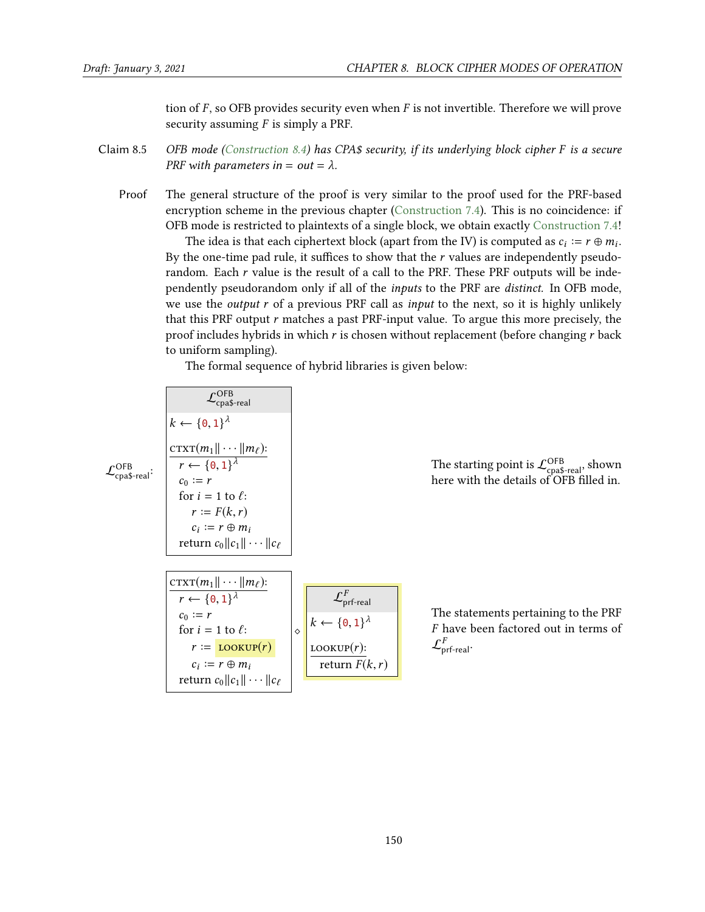tion of $F$, so OFB provides security even when $F$ is not invertible. Therefore we will prove security assuming $F$ is simply a PRF.

**Claim 8.5** *OFB mode (Construction 8.4) has CPA$ security, if its underlying block cipher $F$ is a secure PRF with parameters in = out = $\lambda$.*

**Proof** The general structure of the proof is very similar to the proof used for the PRF-based encryption scheme in the previous chapter (Construction 7.4). This is no coincidence: if OFB mode is restricted to plaintexts of a single block, we obtain exactly Construction 7.4!

The idea is that each ciphertext block (apart from the IV) is computed as $c_i := r \oplus m_i$. By the one-time pad rule, it suffices to show that the $r$ values are independently pseudorandom. Each $r$ value is the result of a call to the PRF. These PRF outputs will be independently pseudorandom only if all of the *inputs* to the PRF are *distinct*. In OFB mode, we use the *output* $r$ of a previous PRF call as *input* to the next, so it is highly unlikely that this PRF output $r$ matches a past PRF-input value. To argue this more precisely, the proof includes hybrids in which $r$ is chosen without replacement (before changing $r$ back to uniform sampling).

The formal sequence of hybrid libraries is given below:

$\mathcal{L}^{\text{OFB}}_{\text{cpa\$-real}}$:

```
L^OFB_cpa$-real
-----------------------
k ← {0,1}^λ

CTXT(m_1 || ··· || m_ℓ):
  r ← {0,1}^λ
  c_0 := r
  for i = 1 to ℓ:
    r := F(k, r)
    c_i := r ⊕ m_i
  return c_0 || c_1 || ··· || c_ℓ
```

The starting point is $\mathcal{L}^{\text{OFB}}_{\text{cpa\$-real}}$, shown here with the details of OFB filled in.

```
CTXT(m_1 || ··· || m_ℓ):
  r ← {0,1}^λ
  c_0 := r
  for i = 1 to ℓ:
    r := LOOKUP(r)
    c_i := r ⊕ m_i
  return c_0 || c_1 || ··· || c_ℓ
```

$\diamond$

```
L^F_prf-real
-----------------------
k ← {0,1}^λ

LOOKUP(r):
  return F(k, r)
```

The statements pertaining to the PRF $F$ have been factored out in terms of $\mathcal{L}^{F}_{\text{prf-real}}$.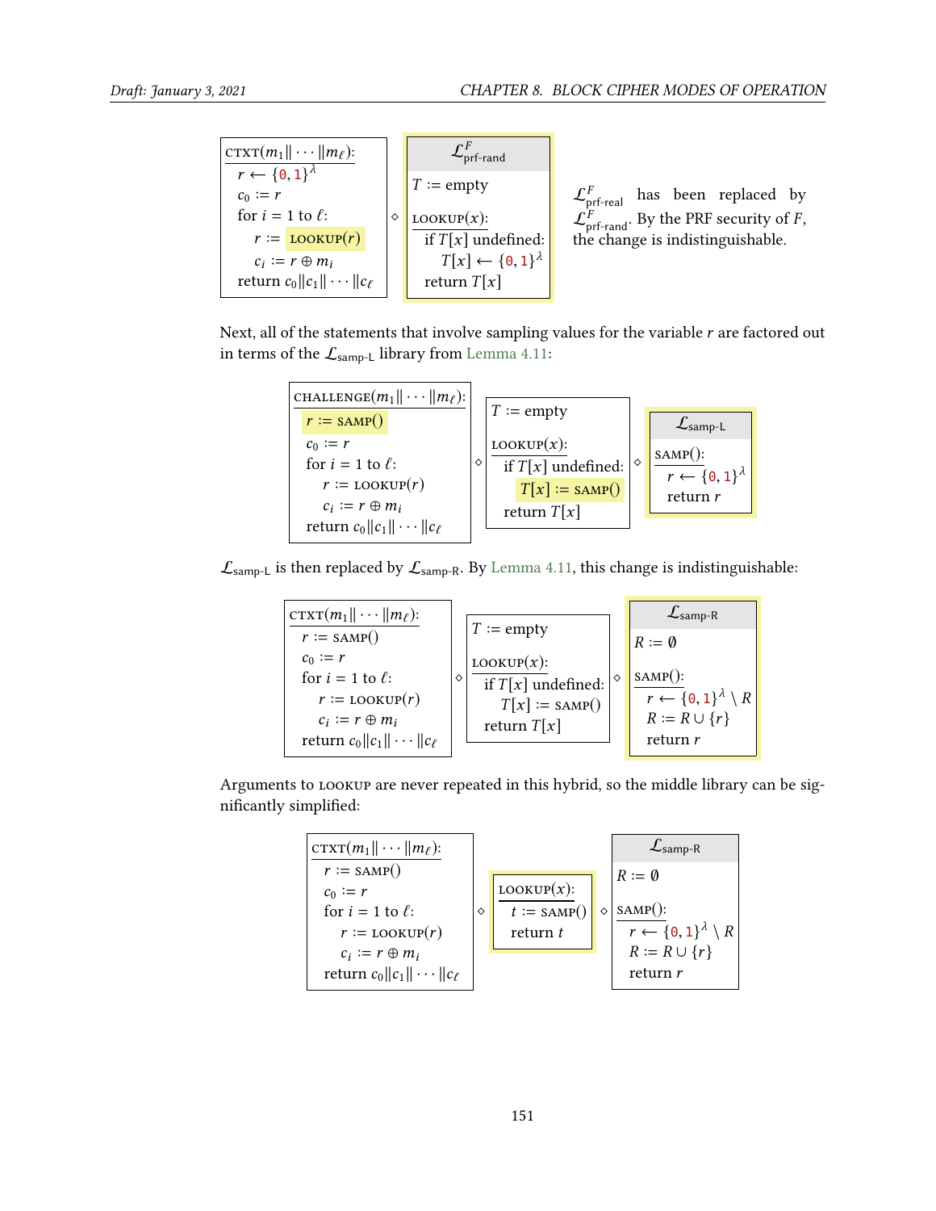```
ctxt(m_1 || ··· || m_ℓ):
  r ← {0,1}^λ
  c_0 := r
  for i = 1 to ℓ:
    r := lookup(r)
    c_i := r ⊕ m_i
  return c_0 || c_1 || ··· || c_ℓ
```
◇
```
L^F_prf-rand
T := empty

lookup(x):
  if T[x] undefined:
    T[x] ← {0,1}^λ
  return T[x]
```

$\mathcal{L}^F_{\text{prf-real}}$ has been replaced by $\mathcal{L}^F_{\text{prf-rand}}$. By the PRF security of $F$, the change is indistinguishable.

Next, all of the statements that involve sampling values for the variable $r$ are factored out in terms of the $\mathcal{L}_{\text{samp-L}}$ library from Lemma 4.11:

```
challenge(m_1 || ··· || m_ℓ):
  r := samp()
  c_0 := r
  for i = 1 to ℓ:
    r := lookup(r)
    c_i := r ⊕ m_i
  return c_0 || c_1 || ··· || c_ℓ
```
◇
```
T := empty

lookup(x):
  if T[x] undefined:
    T[x] := samp()
  return T[x]
```
◇
```
L_samp-L
samp():
  r ← {0,1}^λ
  return r
```

$\mathcal{L}_{\text{samp-L}}$ is then replaced by $\mathcal{L}_{\text{samp-R}}$. By Lemma 4.11, this change is indistinguishable:

```
ctxt(m_1 || ··· || m_ℓ):
  r := samp()
  c_0 := r
  for i = 1 to ℓ:
    r := lookup(r)
    c_i := r ⊕ m_i
  return c_0 || c_1 || ··· || c_ℓ
```
◇
```
T := empty

lookup(x):
  if T[x] undefined:
    T[x] := samp()
  return T[x]
```
◇
```
L_samp-R
R := ∅

samp():
  r ← {0,1}^λ \ R
  R := R ∪ {r}
  return r
```

Arguments to lookup are never repeated in this hybrid, so the middle library can be significantly simplified:

```
ctxt(m_1 || ··· || m_ℓ):
  r := samp()
  c_0 := r
  for i = 1 to ℓ:
    r := lookup(r)
    c_i := r ⊕ m_i
  return c_0 || c_1 || ··· || c_ℓ
```
◇
```
lookup(x):
  t := samp()
  return t
```
◇
```
L_samp-R
R := ∅

samp():
  r ← {0,1}^λ \ R
  R := R ∪ {r}
  return r
```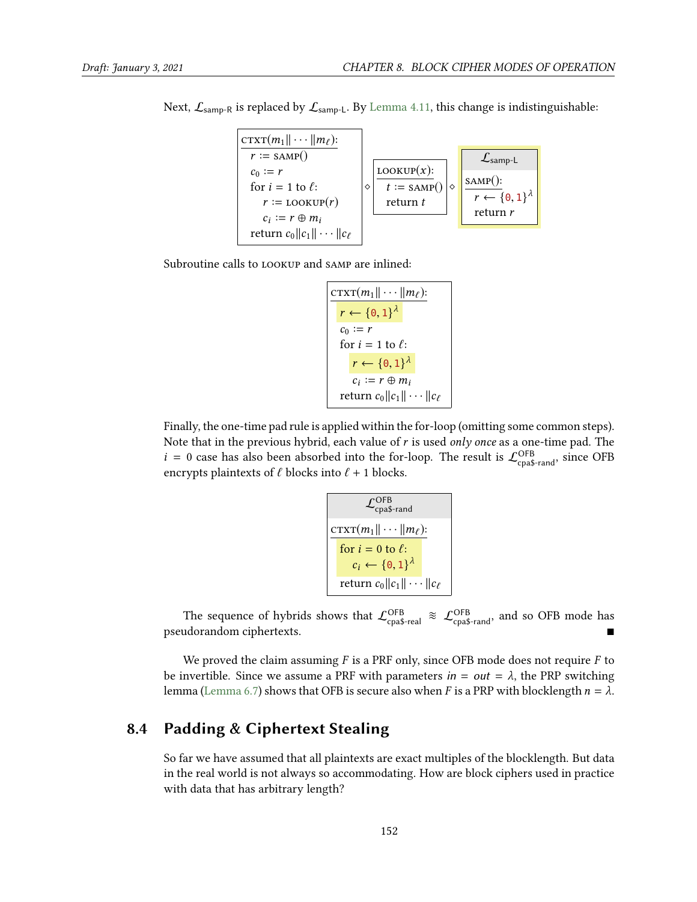Next, $\mathcal{L}_{\text{samp-R}}$ is replaced by $\mathcal{L}_{\text{samp-L}}$. By Lemma 4.11, this change is indistinguishable:

```
CTXT(m_1 || ··· || m_ℓ):        LOOKUP(x):          L_samp-L
  r := SAMP()              ◇      t := SAMP()   ◇   SAMP():
  c_0 := r                        return t            r ← {0,1}^λ
  for i = 1 to ℓ:                                     return r
    r := LOOKUP(r)
    c_i := r ⊕ m_i
  return c_0 || c_1 || ··· || c_ℓ
```

Subroutine calls to LOOKUP and SAMP are inlined:

```
CTXT(m_1 || ··· || m_ℓ):
  r ← {0,1}^λ
  c_0 := r
  for i = 1 to ℓ:
    r ← {0,1}^λ
    c_i := r ⊕ m_i
  return c_0 || c_1 || ··· || c_ℓ
```

Finally, the one-time pad rule is applied within the for-loop (omitting some common steps). Note that in the previous hybrid, each value of $r$ is used *only once* as a one-time pad. The $i = 0$ case has also been absorbed into the for-loop. The result is $\mathcal{L}^{\text{OFB}}_{\text{cpa\$-rand}}$, since OFB encrypts plaintexts of $\ell$ blocks into $\ell + 1$ blocks.

```
L^OFB_cpa$-rand

CTXT(m_1 || ··· || m_ℓ):
  for i = 0 to ℓ:
    c_i ← {0,1}^λ
  return c_0 || c_1 || ··· || c_ℓ
```

The sequence of hybrids shows that $\mathcal{L}^{\text{OFB}}_{\text{cpa\$-real}} \approx \mathcal{L}^{\text{OFB}}_{\text{cpa\$-rand}}$, and so OFB mode has pseudorandom ciphertexts. ■

We proved the claim assuming $F$ is a PRF only, since OFB mode does not require $F$ to be invertible. Since we assume a PRF with parameters $in = out = \lambda$, the PRP switching lemma (Lemma 6.7) shows that OFB is secure also when $F$ is a PRP with blocklength $n = \lambda$.

## 8.4 Padding & Ciphertext Stealing

So far we have assumed that all plaintexts are exact multiples of the blocklength. But data in the real world is not always so accommodating. How are block ciphers used in practice with data that has arbitrary length?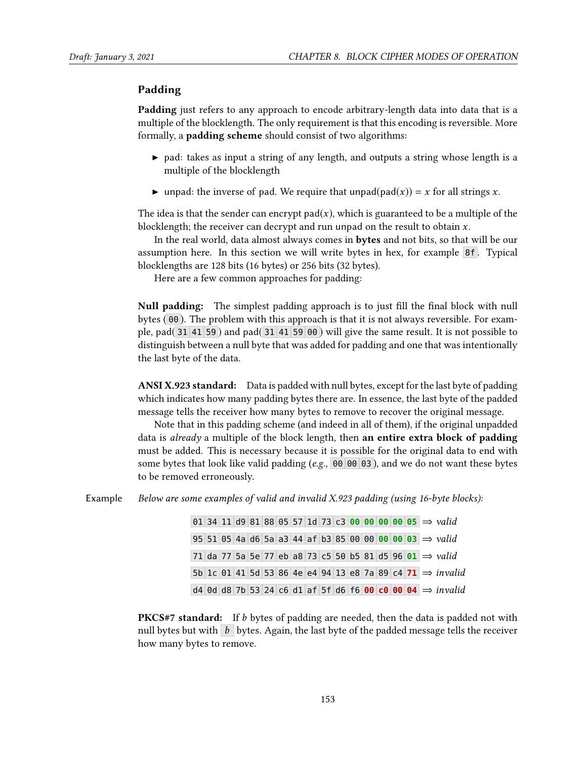### Padding

**Padding** just refers to any approach to encode arbitrary-length data into data that is a multiple of the blocklength. The only requirement is that this encoding is reversible. More formally, a **padding scheme** should consist of two algorithms:

- pad: takes as input a string of any length, and outputs a string whose length is a multiple of the blocklength
- unpad: the inverse of pad. We require that $\text{unpad}(\text{pad}(x)) = x$ for all strings $x$.

The idea is that the sender can encrypt $\text{pad}(x)$, which is guaranteed to be a multiple of the blocklength; the receiver can decrypt and run unpad on the result to obtain $x$.

In the real world, data almost always comes in **bytes** and not bits, so that will be our assumption here. In this section we will write bytes in hex, for example `8f`. Typical blocklengths are 128 bits (16 bytes) or 256 bits (32 bytes).

Here are a few common approaches for padding:

**Null padding:** The simplest padding approach is to just fill the final block with null bytes (`00`). The problem with this approach is that it is not always reversible. For example, pad(`31 41 59`) and pad(`31 41 59 00`) will give the same result. It is not possible to distinguish between a null byte that was added for padding and one that was intentionally the last byte of the data.

**ANSI X.923 standard:** Data is padded with null bytes, except for the last byte of padding which indicates how many padding bytes there are. In essence, the last byte of the padded message tells the receiver how many bytes to remove to recover the original message.

Note that in this padding scheme (and indeed in all of them), if the original unpadded data is *already* a multiple of the block length, then **an entire extra block of padding** must be added. This is necessary because it is possible for the original data to end with some bytes that look like valid padding (*e.g.*, `00 00 03`), and we do not want these bytes to be removed erroneously.

Example *Below are some examples of valid and invalid X.923 padding (using 16-byte blocks):*

```
01 34 11 d9 81 88 05 57 1d 73 c3 00 00 00 00 05  ⇒ valid
95 51 05 4a d6 5a a3 44 af b3 85 00 00 00 00 03  ⇒ valid
71 da 77 5a 5e 77 eb a8 73 c5 50 b5 81 d5 96 01  ⇒ valid
5b 1c 01 41 5d 53 86 4e e4 94 13 e8 7a 89 c4 71  ⇒ invalid
d4 0d d8 7b 53 24 c6 d1 af 5f d6 f6 00 c0 00 04  ⇒ invalid
```

**PKCS#7 standard:** If $b$ bytes of padding are needed, then the data is padded not with null bytes but with `b` bytes. Again, the last byte of the padded message tells the receiver how many bytes to remove.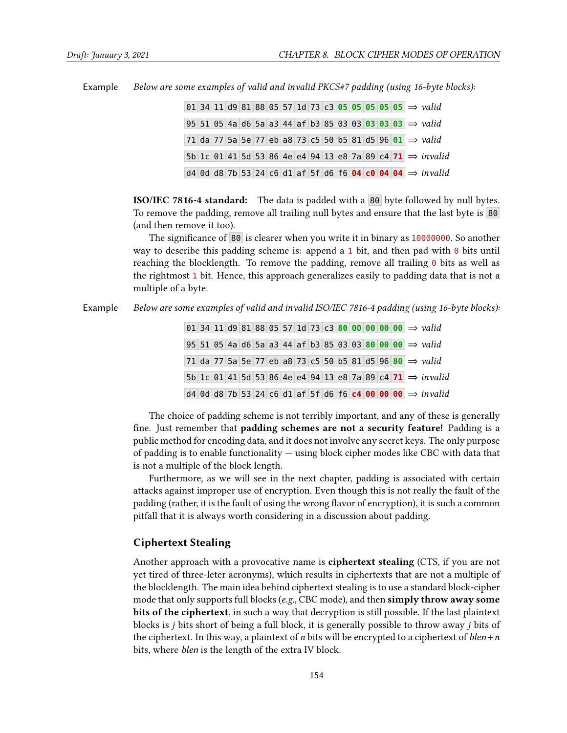Example *Below are some examples of valid and invalid PKCS#7 padding (using 16-byte blocks):*

`01 34 11 d9 81 88 05 57 1d 73 c3 05 05 05 05 05` ⇒ *valid*

`95 51 05 4a d6 5a a3 44 af b3 85 03 03 03 03 03` ⇒ *valid*

`71 da 77 5a 5e 77 eb a8 73 c5 50 b5 81 d5 96 01` ⇒ *valid*

`5b 1c 01 41 5d 53 86 4e e4 94 13 e8 7a 89 c4 71` ⇒ *invalid*

`d4 0d d8 7b 53 24 c6 d1 af 5f d6 f6 04 c0 04 04` ⇒ *invalid*

**ISO/IEC 7816-4 standard:** The data is padded with a `80` byte followed by null bytes. To remove the padding, remove all trailing null bytes and ensure that the last byte is `80` (and then remove it too).

The significance of `80` is clearer when you write it in binary as `10000000`. So another way to describe this padding scheme is: append a `1` bit, and then pad with `0` bits until reaching the blocklength. To remove the padding, remove all trailing `0` bits as well as the rightmost `1` bit. Hence, this approach generalizes easily to padding data that is not a multiple of a byte.

Example *Below are some examples of valid and invalid ISO/IEC 7816-4 padding (using 16-byte blocks):*

`01 34 11 d9 81 88 05 57 1d 73 c3 80 00 00 00 00` ⇒ *valid*

`95 51 05 4a d6 5a a3 44 af b3 85 03 03 80 00 00` ⇒ *valid*

`71 da 77 5a 5e 77 eb a8 73 c5 50 b5 81 d5 96 80` ⇒ *valid*

`5b 1c 01 41 5d 53 86 4e e4 94 13 e8 7a 89 c4 71` ⇒ *invalid*

`d4 0d d8 7b 53 24 c6 d1 af 5f d6 f6 c4 00 00 00` ⇒ *invalid*

The choice of padding scheme is not terribly important, and any of these is generally fine. Just remember that **padding schemes are not a security feature!** Padding is a public method for encoding data, and it does not involve any secret keys. The only purpose of padding is to enable functionality — using block cipher modes like CBC with data that is not a multiple of the block length.

Furthermore, as we will see in the next chapter, padding is associated with certain attacks against improper use of encryption. Even though this is not really the fault of the padding (rather, it is the fault of using the wrong flavor of encryption), it is such a common pitfall that it is always worth considering in a discussion about padding.

### Ciphertext Stealing

Another approach with a provocative name is **ciphertext stealing** (CTS, if you are not yet tired of three-leter acronyms), which results in ciphertexts that are not a multiple of the blocklength. The main idea behind ciphertext stealing is to use a standard block-cipher mode that only supports full blocks (*e.g.*, CBC mode), and then **simply throw away some bits of the ciphertext**, in such a way that decryption is still possible. If the last plaintext blocks is $j$ bits short of being a full block, it is generally possible to throw away $j$ bits of the ciphertext. In this way, a plaintext of $n$ bits will be encrypted to a ciphertext of $blen + n$ bits, where $blen$ is the length of the extra IV block.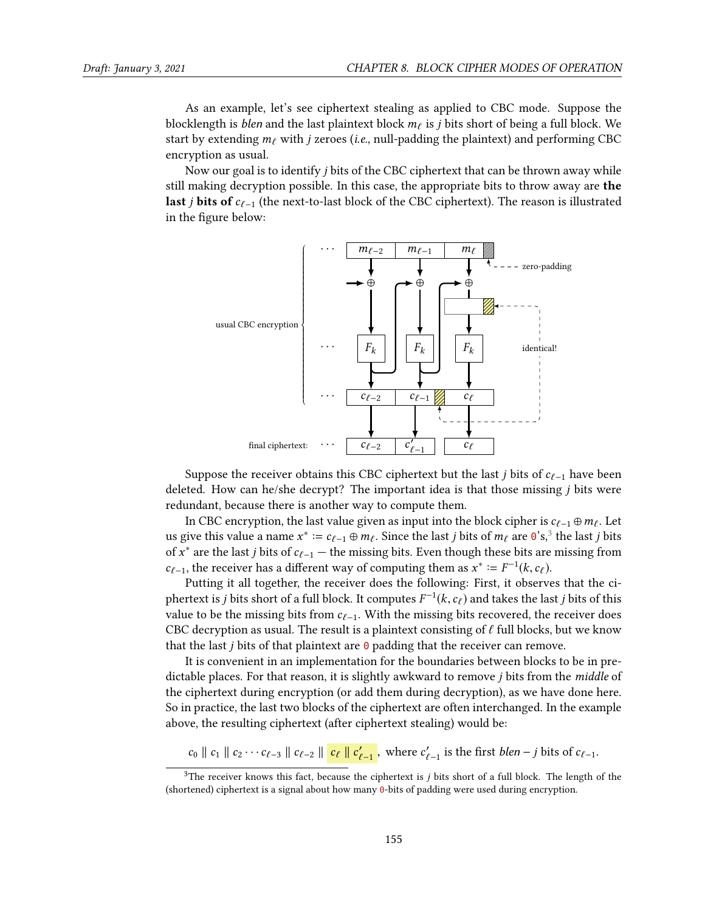As an example, let's see ciphertext stealing as applied to CBC mode. Suppose the blocklength is *blen* and the last plaintext block $m_\ell$ is $j$ bits short of being a full block. We start by extending $m_\ell$ with $j$ zeroes (*i.e.*, null-padding the plaintext) and performing CBC encryption as usual.

Now our goal is to identify $j$ bits of the CBC ciphertext that can be thrown away while still making decryption possible. In this case, the appropriate bits to throw away are **the last** $j$ **bits of** $c_{\ell-1}$ (the next-to-last block of the CBC ciphertext). The reason is illustrated in the figure below:

usual CBC encryption

$m_{\ell-2}$ $m_{\ell-1}$ $m_\ell$

zero-padding

$F_k$ $F_k$ $F_k$

identical!

$c_{\ell-2}$ $c_{\ell-1}$ $c_\ell$

final ciphertext: $c_{\ell-2}$ $c'_{\ell-1}$ $c_\ell$

Suppose the receiver obtains this CBC ciphertext but the last $j$ bits of $c_{\ell-1}$ have been deleted. How can he/she decrypt? The important idea is that those missing $j$ bits were redundant, because there is another way to compute them.

In CBC encryption, the last value given as input into the block cipher is $c_{\ell-1} \oplus m_\ell$. Let us give this value a name $x^* := c_{\ell-1} \oplus m_\ell$. Since the last $j$ bits of $m_\ell$ are 0's,[3] the last $j$ bits of $x^*$ are the last $j$ bits of $c_{\ell-1}$ — the missing bits. Even though these bits are missing from $c_{\ell-1}$, the receiver has a different way of computing them as $x^* := F^{-1}(k, c_\ell)$.

Putting it all together, the receiver does the following: First, it observes that the ciphertext is $j$ bits short of a full block. It computes $F^{-1}(k, c_\ell)$ and takes the last $j$ bits of this value to be the missing bits from $c_{\ell-1}$. With the missing bits recovered, the receiver does CBC decryption as usual. The result is a plaintext consisting of $\ell$ full blocks, but we know that the last $j$ bits of that plaintext are 0 padding that the receiver can remove.

It is convenient in an implementation for the boundaries between blocks to be in predictable places. For that reason, it is slightly awkward to remove $j$ bits from the *middle* of the ciphertext during encryption (or add them during decryption), as we have done here. So in practice, the last two blocks of the ciphertext are often interchanged. In the example above, the resulting ciphertext (after ciphertext stealing) would be:

$$c_0 \,\|\, c_1 \,\|\, c_2 \cdots c_{\ell-3} \,\|\, c_{\ell-2} \,\|\, c_\ell \,\|\, c'_{\ell-1}, \text{ where } c'_{\ell-1} \text{ is the first } \mathit{blen} - j \text{ bits of } c_{\ell-1}.$$

[3] The receiver knows this fact, because the ciphertext is $j$ bits short of a full block. The length of the (shortened) ciphertext is a signal about how many 0-bits of padding were used during encryption.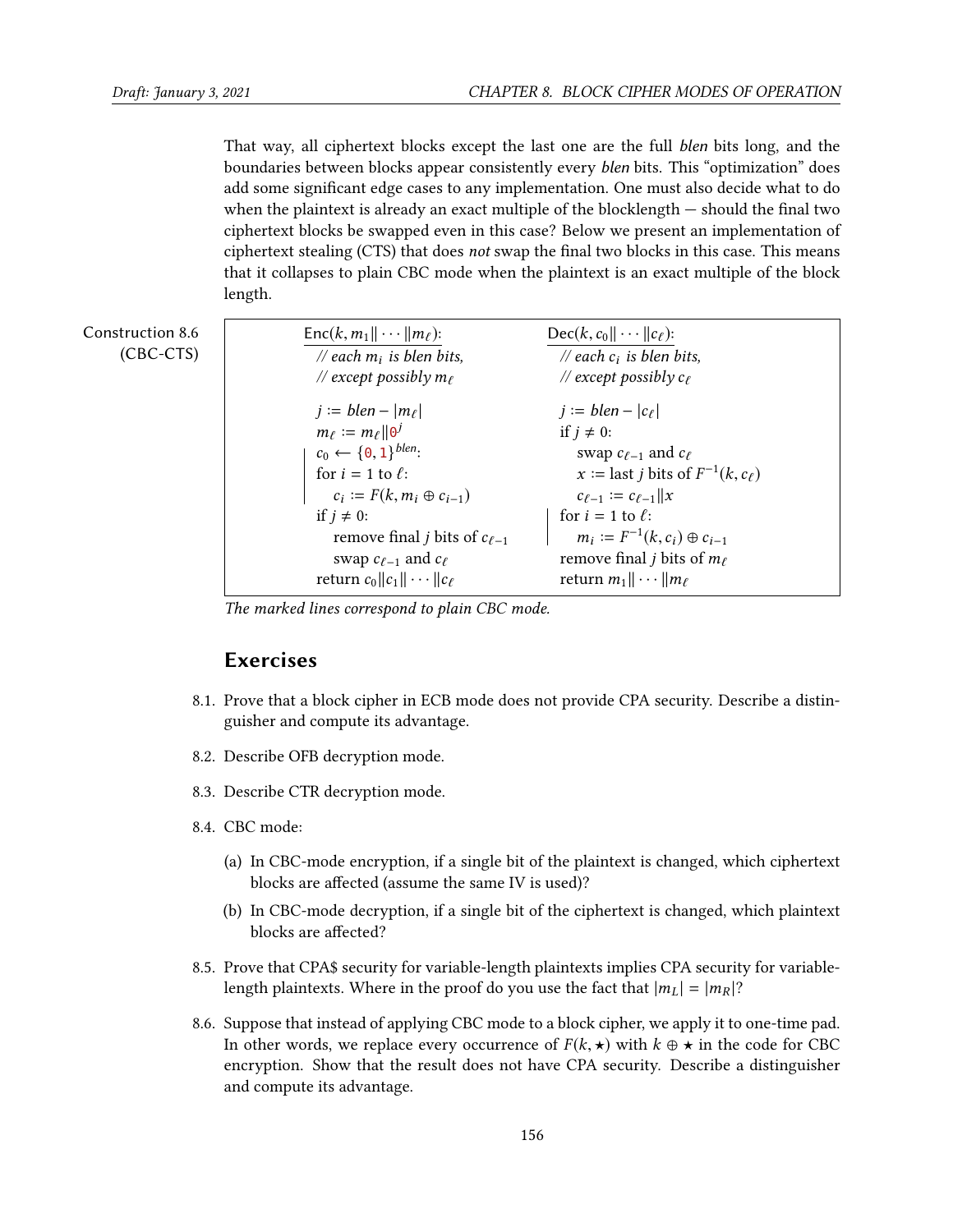That way, all ciphertext blocks except the last one are the full *blen* bits long, and the boundaries between blocks appear consistently every *blen* bits. This "optimization" does add some significant edge cases to any implementation. One must also decide what to do when the plaintext is already an exact multiple of the blocklength — should the final two ciphertext blocks be swapped even in this case? Below we present an implementation of ciphertext stealing (CTS) that does *not* swap the final two blocks in this case. This means that it collapses to plain CBC mode when the plaintext is an exact multiple of the block length.

Construction 8.6 (CBC-CTS)

```
Enc(k, m_1‖···‖m_ℓ):
  // each m_i is blen bits,
  // except possibly m_ℓ

  j := blen − |m_ℓ|
  m_ℓ := m_ℓ‖0^j
| c_0 ← {0,1}^blen:
| for i = 1 to ℓ:
|   c_i := F(k, m_i ⊕ c_{i−1})
  if j ≠ 0:
    remove final j bits of c_{ℓ−1}
    swap c_{ℓ−1} and c_ℓ
  return c_0‖c_1‖···‖c_ℓ
```

```
Dec(k, c_0‖···‖c_ℓ):
  // each c_i is blen bits,
  // except possibly c_ℓ

  j := blen − |c_ℓ|
  if j ≠ 0:
    swap c_{ℓ−1} and c_ℓ
    x := last j bits of F^{−1}(k, c_ℓ)
    c_{ℓ−1} := c_{ℓ−1}‖x
| for i = 1 to ℓ:
|   m_i := F^{−1}(k, c_i) ⊕ c_{i−1}
  remove final j bits of m_ℓ
  return m_1‖···‖m_ℓ
```

*The marked lines correspond to plain CBC mode.*

## Exercises

8.1. Prove that a block cipher in ECB mode does not provide CPA security. Describe a distinguisher and compute its advantage.

8.2. Describe OFB decryption mode.

8.3. Describe CTR decryption mode.

8.4. CBC mode:

(a) In CBC-mode encryption, if a single bit of the plaintext is changed, which ciphertext blocks are affected (assume the same IV is used)?

(b) In CBC-mode decryption, if a single bit of the ciphertext is changed, which plaintext blocks are affected?

8.5. Prove that CPA\$ security for variable-length plaintexts implies CPA security for variable-length plaintexts. Where in the proof do you use the fact that $|m_L| = |m_R|$?

8.6. Suppose that instead of applying CBC mode to a block cipher, we apply it to one-time pad. In other words, we replace every occurrence of $F(k, \star)$ with $k \oplus \star$ in the code for CBC encryption. Show that the result does not have CPA security. Describe a distinguisher and compute its advantage.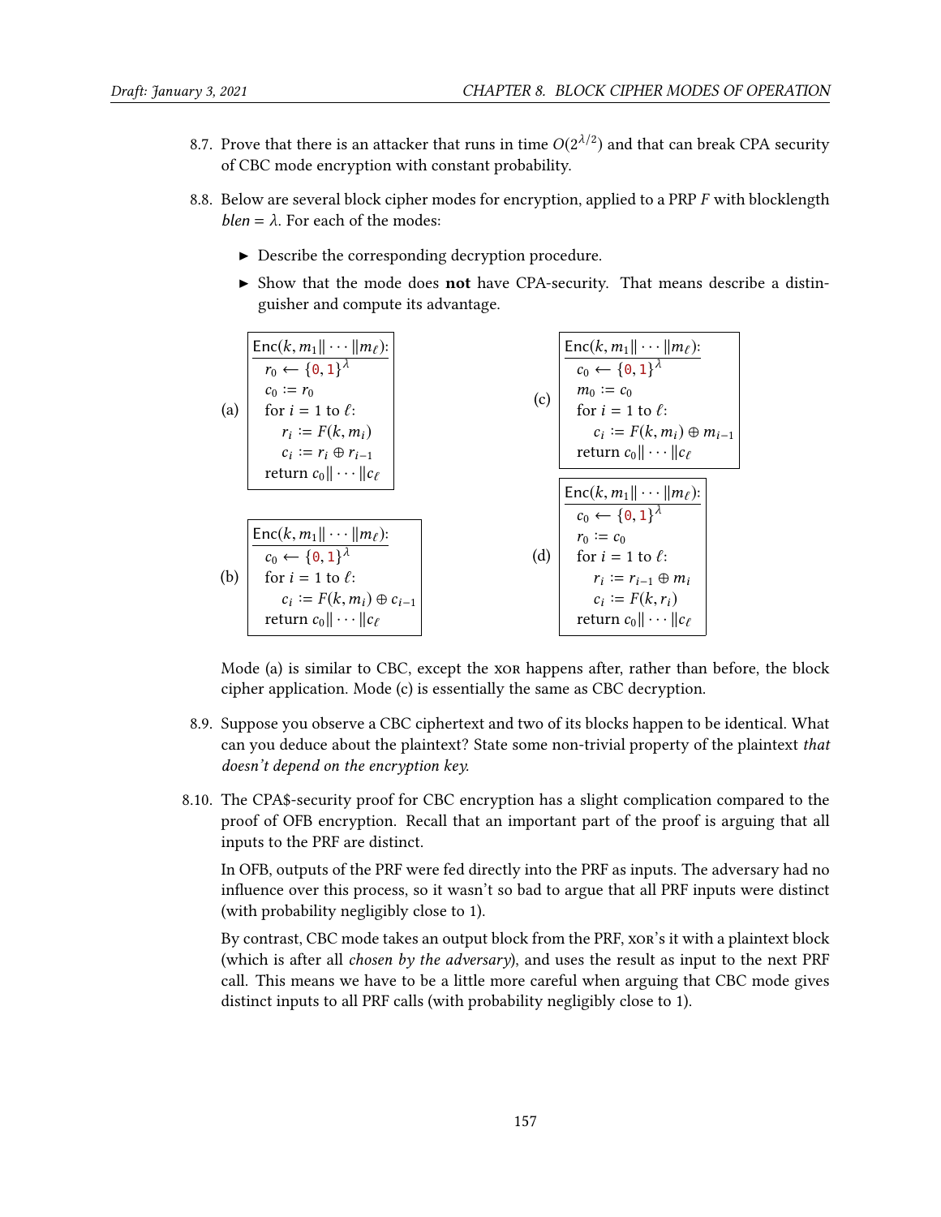8.7. Prove that there is an attacker that runs in time $O(2^{\lambda/2})$ and that can break CPA security of CBC mode encryption with constant probability.

8.8. Below are several block cipher modes for encryption, applied to a PRP $F$ with blocklength $blen = \lambda$. For each of the modes:

- ▶ Describe the corresponding decryption procedure.
- ▶ Show that the mode does **not** have CPA-security. That means describe a distinguisher and compute its advantage.

(a)
```
Enc(k, m_1 || ··· || m_ℓ):
  r_0 ← {0,1}^λ
  c_0 := r_0
  for i = 1 to ℓ:
    r_i := F(k, m_i)
    c_i := r_i ⊕ r_{i-1}
  return c_0 || ··· || c_ℓ
```

(b)
```
Enc(k, m_1 || ··· || m_ℓ):
  c_0 ← {0,1}^λ
  for i = 1 to ℓ:
    c_i := F(k, m_i) ⊕ c_{i-1}
  return c_0 || ··· || c_ℓ
```

(c)
```
Enc(k, m_1 || ··· || m_ℓ):
  c_0 ← {0,1}^λ
  m_0 := c_0
  for i = 1 to ℓ:
    c_i := F(k, m_i) ⊕ m_{i-1}
  return c_0 || ··· || c_ℓ
```

(d)
```
Enc(k, m_1 || ··· || m_ℓ):
  c_0 ← {0,1}^λ
  r_0 := c_0
  for i = 1 to ℓ:
    r_i := r_{i-1} ⊕ m_i
    c_i := F(k, r_i)
  return c_0 || ··· || c_ℓ
```

Mode (a) is similar to CBC, except the XOR happens after, rather than before, the block cipher application. Mode (c) is essentially the same as CBC decryption.

8.9. Suppose you observe a CBC ciphertext and two of its blocks happen to be identical. What can you deduce about the plaintext? State some non-trivial property of the plaintext *that doesn't depend on the encryption key.*

8.10. The CPA\$-security proof for CBC encryption has a slight complication compared to the proof of OFB encryption. Recall that an important part of the proof is arguing that all inputs to the PRF are distinct.

In OFB, outputs of the PRF were fed directly into the PRF as inputs. The adversary had no influence over this process, so it wasn't so bad to argue that all PRF inputs were distinct (with probability negligibly close to 1).

By contrast, CBC mode takes an output block from the PRF, XOR's it with a plaintext block (which is after all *chosen by the adversary*), and uses the result as input to the next PRF call. This means we have to be a little more careful when arguing that CBC mode gives distinct inputs to all PRF calls (with probability negligibly close to 1).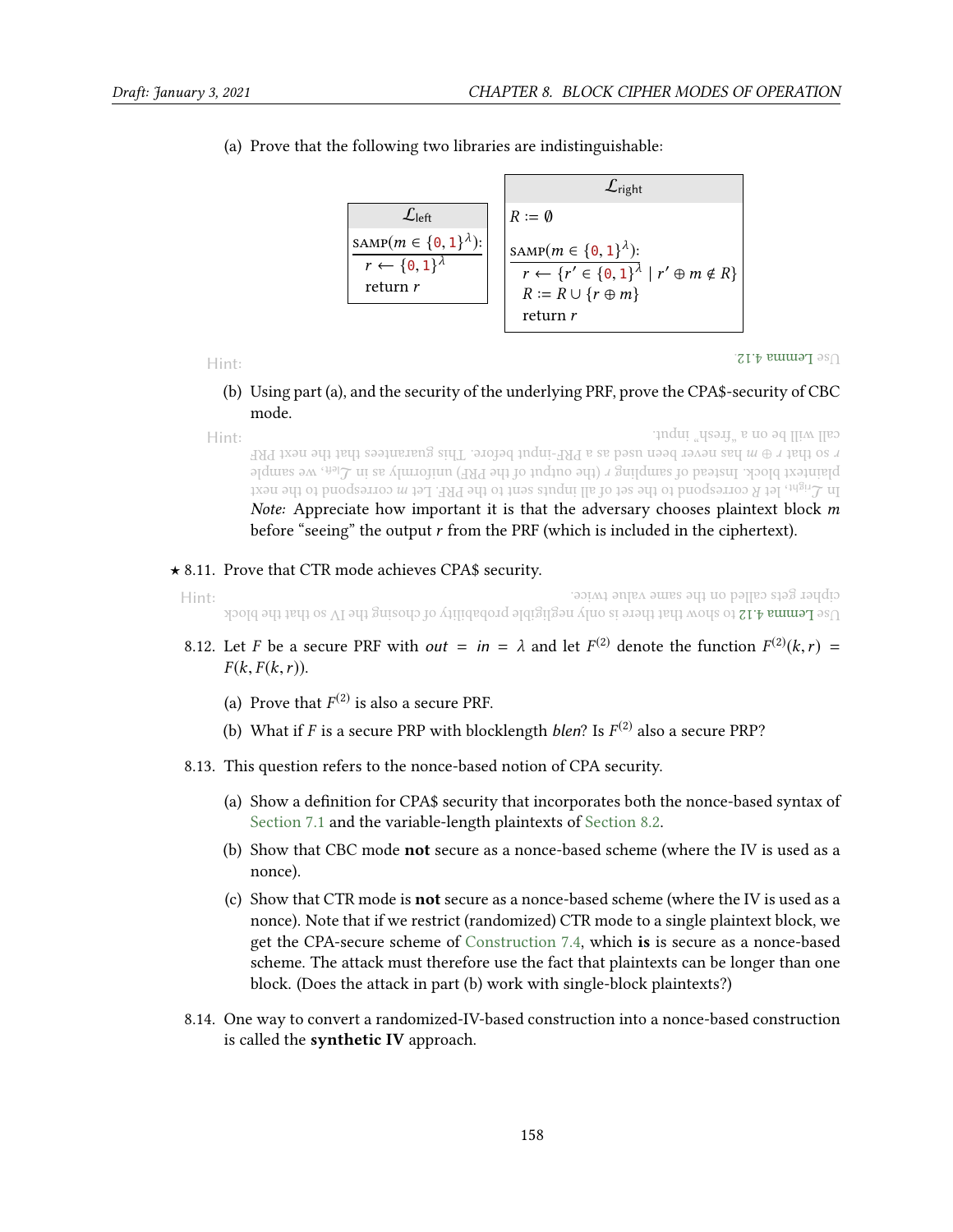(a) Prove that the following two libraries are indistinguishable:

| $\mathcal{L}_{\text{left}}$ |
|---|
| $\text{SAMP}(m \in \{0,1\}^\lambda)$: |
| $\quad r \leftarrow \{0,1\}^\lambda$ |
| $\quad$ return $r$ |

| $\mathcal{L}_{\text{right}}$ |
|---|
| $R := \emptyset$ |
| $\text{SAMP}(m \in \{0,1\}^\lambda)$: |
| $\quad r \leftarrow \{r' \in \{0,1\}^\lambda \mid r' \oplus m \notin R\}$ |
| $\quad R := R \cup \{r \oplus m\}$ |
| $\quad$ return $r$ |

Hint: Use Lemma 4.12.

(b) Using part (a), and the security of the underlying PRF, prove the CPA\$-security of CBC mode.

Hint: In $\mathcal{L}_{\text{right}}$, let $R$ correspond to the set of all inputs sent to the PRF. Let $m$ correspond to the next plaintext block. Instead of sampling $r$ (the output of the PRF) uniformly as in $\mathcal{L}_{\text{left}}$, we sample $r$ so that $r \oplus m$ has never been used as a PRF-input before. This guarantees that the next PRF call will be on a "fresh" input.

*Note:* Appreciate how important it is that the adversary chooses plaintext block $m$ before "seeing" the output $r$ from the PRF (which is included in the ciphertext).

★ 8.11. Prove that CTR mode achieves CPA\$ security.

Hint: Use Lemma 4.12 to show that there is only negligible probability of choosing the IV so that the block cipher gets called on the same value twice.

8.12. Let $F$ be a secure PRF with $out = in = \lambda$ and let $F^{(2)}$ denote the function $F^{(2)}(k,r) = F(k, F(k,r))$.

(a) Prove that $F^{(2)}$ is also a secure PRF.

(b) What if $F$ is a secure PRP with blocklength $blen$? Is $F^{(2)}$ also a secure PRP?

8.13. This question refers to the nonce-based notion of CPA security.

(a) Show a definition for CPA\$ security that incorporates both the nonce-based syntax of Section 7.1 and the variable-length plaintexts of Section 8.2.

(b) Show that CBC mode **not** secure as a nonce-based scheme (where the IV is used as a nonce).

(c) Show that CTR mode is **not** secure as a nonce-based scheme (where the IV is used as a nonce). Note that if we restrict (randomized) CTR mode to a single plaintext block, we get the CPA-secure scheme of Construction 7.4, which **is** is secure as a nonce-based scheme. The attack must therefore use the fact that plaintexts can be longer than one block. (Does the attack in part (b) work with single-block plaintexts?)

8.14. One way to convert a randomized-IV-based construction into a nonce-based construction is called the **synthetic IV** approach.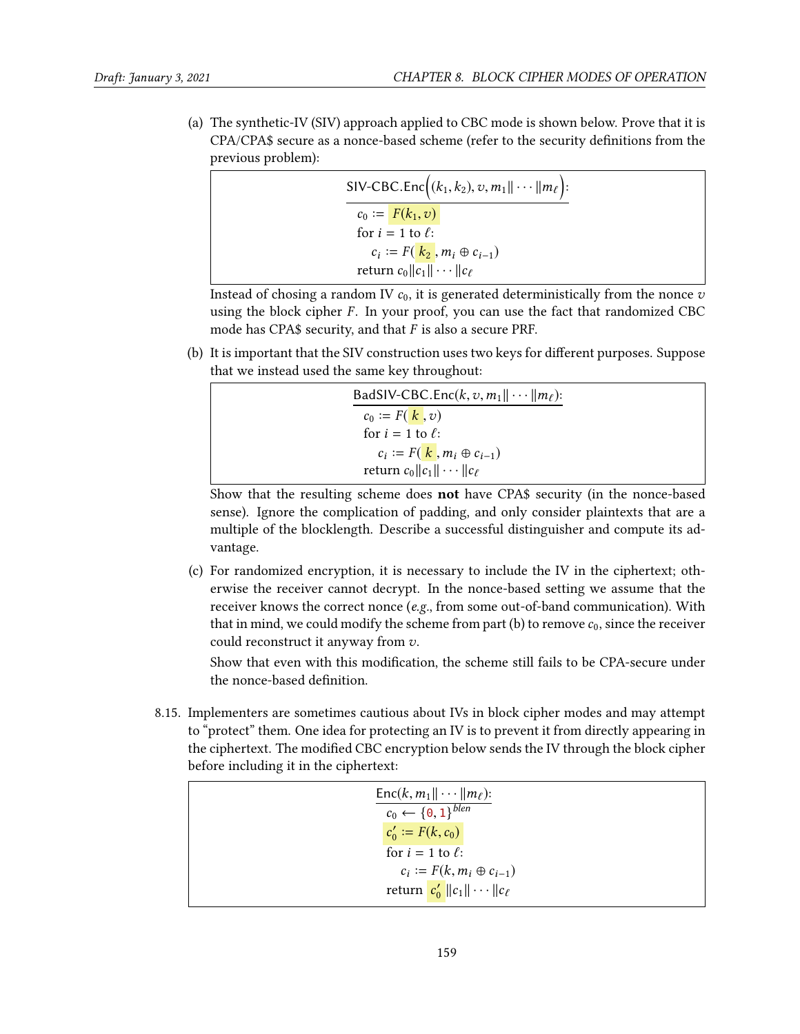(a) The synthetic-IV (SIV) approach applied to CBC mode is shown below. Prove that it is CPA/CPA$ secure as a nonce-based scheme (refer to the security definitions from the previous problem):

```
SIV-CBC.Enc((k_1, k_2), v, m_1 ‖ ··· ‖ m_ℓ):
  c_0 := F(k_1, v)
  for i = 1 to ℓ:
    c_i := F(k_2, m_i ⊕ c_{i-1})
  return c_0 ‖ c_1 ‖ ··· ‖ c_ℓ
```

Instead of chosing a random IV $c_0$, it is generated deterministically from the nonce $v$ using the block cipher $F$. In your proof, you can use the fact that randomized CBC mode has CPA$ security, and that $F$ is also a secure PRF.

(b) It is important that the SIV construction uses two keys for different purposes. Suppose that we instead used the same key throughout:

```
BadSIV-CBC.Enc(k, v, m_1 ‖ ··· ‖ m_ℓ):
  c_0 := F(k, v)
  for i = 1 to ℓ:
    c_i := F(k, m_i ⊕ c_{i-1})
  return c_0 ‖ c_1 ‖ ··· ‖ c_ℓ
```

Show that the resulting scheme does **not** have CPA$ security (in the nonce-based sense). Ignore the complication of padding, and only consider plaintexts that are a multiple of the blocklength. Describe a successful distinguisher and compute its advantage.

(c) For randomized encryption, it is necessary to include the IV in the ciphertext; otherwise the receiver cannot decrypt. In the nonce-based setting we assume that the receiver knows the correct nonce (*e.g.*, from some out-of-band communication). With that in mind, we could modify the scheme from part (b) to remove $c_0$, since the receiver could reconstruct it anyway from $v$.

Show that even with this modification, the scheme still fails to be CPA-secure under the nonce-based definition.

8.15. Implementers are sometimes cautious about IVs in block cipher modes and may attempt to "protect" them. One idea for protecting an IV is to prevent it from directly appearing in the ciphertext. The modified CBC encryption below sends the IV through the block cipher before including it in the ciphertext:

```
Enc(k, m_1 ‖ ··· ‖ m_ℓ):
  c_0 ← {0,1}^blen
  c'_0 := F(k, c_0)
  for i = 1 to ℓ:
    c_i := F(k, m_i ⊕ c_{i-1})
  return c'_0 ‖ c_1 ‖ ··· ‖ c_ℓ
```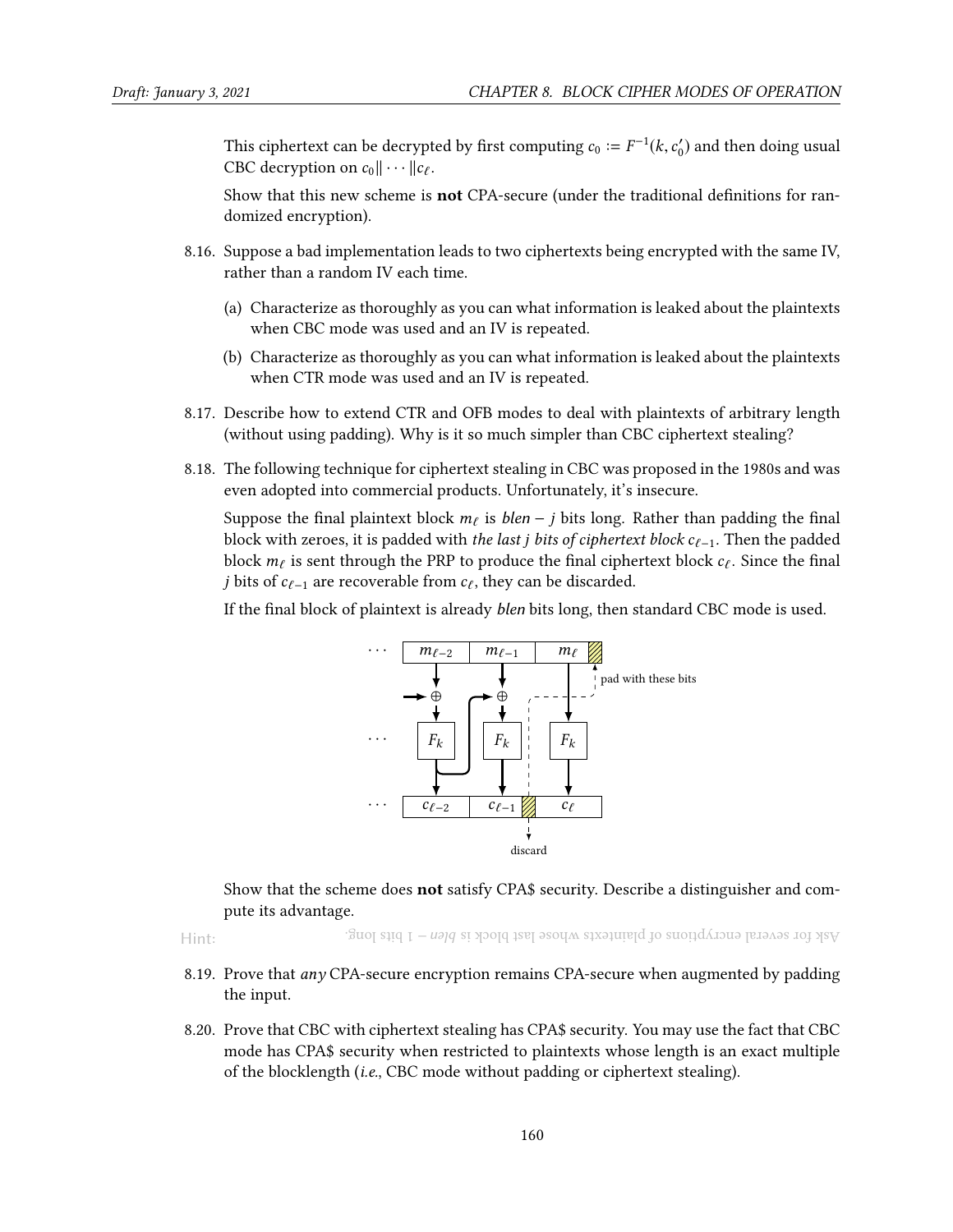This ciphertext can be decrypted by first computing $c_0 := F^{-1}(k, c_0')$ and then doing usual CBC decryption on $c_0 \| \cdots \| c_\ell$.

Show that this new scheme is **not** CPA-secure (under the traditional definitions for randomized encryption).

8.16. Suppose a bad implementation leads to two ciphertexts being encrypted with the same IV, rather than a random IV each time.

(a) Characterize as thoroughly as you can what information is leaked about the plaintexts when CBC mode was used and an IV is repeated.

(b) Characterize as thoroughly as you can what information is leaked about the plaintexts when CTR mode was used and an IV is repeated.

8.17. Describe how to extend CTR and OFB modes to deal with plaintexts of arbitrary length (without using padding). Why is it so much simpler than CBC ciphertext stealing?

8.18. The following technique for ciphertext stealing in CBC was proposed in the 1980s and was even adopted into commercial products. Unfortunately, it's insecure.

Suppose the final plaintext block $m_\ell$ is $blen - j$ bits long. Rather than padding the final block with zeroes, it is padded with *the last $j$ bits of ciphertext block $c_{\ell-1}$*. Then the padded block $m_\ell$ is sent through the PRP to produce the final ciphertext block $c_\ell$. Since the final $j$ bits of $c_{\ell-1}$ are recoverable from $c_\ell$, they can be discarded.

If the final block of plaintext is already *blen* bits long, then standard CBC mode is used.

$\cdots$ $m_{\ell-2}$ $m_{\ell-1}$ $m_\ell$

pad with these bits

$F_k$ $F_k$ $F_k$

$\cdots$ $c_{\ell-2}$ $c_{\ell-1}$ $c_\ell$

discard

Show that the scheme does **not** satisfy CPA\$ security. Describe a distinguisher and compute its advantage.

Hint: Ask for several encryptions of plaintexts whose last block is $blen - 1$ bits long.

8.19. Prove that *any* CPA-secure encryption remains CPA-secure when augmented by padding the input.

8.20. Prove that CBC with ciphertext stealing has CPA\$ security. You may use the fact that CBC mode has CPA\$ security when restricted to plaintexts whose length is an exact multiple of the blocklength (*i.e.*, CBC mode without padding or ciphertext stealing).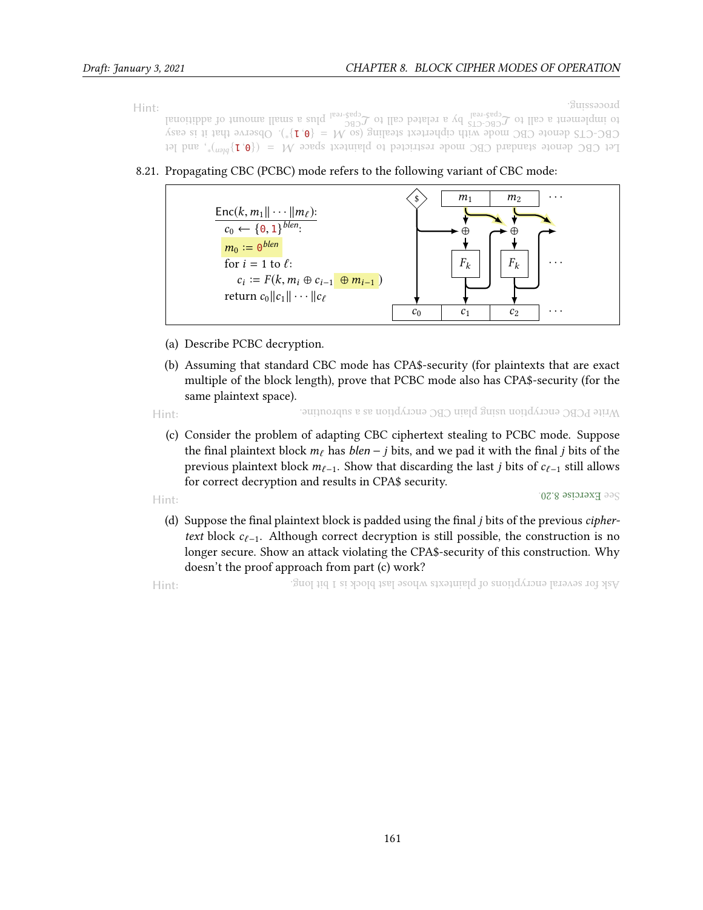Hint: Let CBC denote standard CBC mode restricted to plaintext space $\mathcal{M} = (\{0,1\}^{blen})^*$, and let CBC-CTS denote CBC mode with ciphertext stealing (so $\mathcal{M} = \{0,1\}^*$). Observe that it is easy to implement a call to $\mathcal{L}^{\text{cpa\$-real}}_{\text{CBC-CTS}}$ by a related call to $\mathcal{L}^{\text{cpa\$-real}}_{\text{CBC}}$ plus a small amount of additional processing.

8.21. Propagating CBC (PCBC) mode refers to the following variant of CBC mode:

$\text{Enc}(k, m_1 \| \cdots \| m_\ell)$:
- $c_0 \leftarrow \{0,1\}^{blen}$;
- $m_0 := 0^{blen}$
- for $i = 1$ to $\ell$:
  - $c_i := F(k, m_i \oplus c_{i-1} \oplus m_{i-1})$
- return $c_0 \| c_1 \| \cdots \| c_\ell$

(a) Describe PCBC decryption.

(b) Assuming that standard CBC mode has CPA\$-security (for plaintexts that are exact multiple of the block length), prove that PCBC mode also has CPA\$-security (for the same plaintext space).

Hint: Write PCBC encryption using plain CBC encryption as a subroutine.

(c) Consider the problem of adapting CBC ciphertext stealing to PCBC mode. Suppose the final plaintext block $m_\ell$ has $blen - j$ bits, and we pad it with the final $j$ bits of the previous plaintext block $m_{\ell-1}$. Show that discarding the last $j$ bits of $c_{\ell-1}$ still allows for correct decryption and results in CPA\$ security.

Hint: See Exercise 8.20.

(d) Suppose the final plaintext block is padded using the final $j$ bits of the previous *ciphertext* block $c_{\ell-1}$. Although correct decryption is still possible, the construction is no longer secure. Show an attack violating the CPA\$-security of this construction. Why doesn't the proof approach from part (c) work?

Hint: Ask for several encryptions of plaintexts whose last block is 1 bit long.